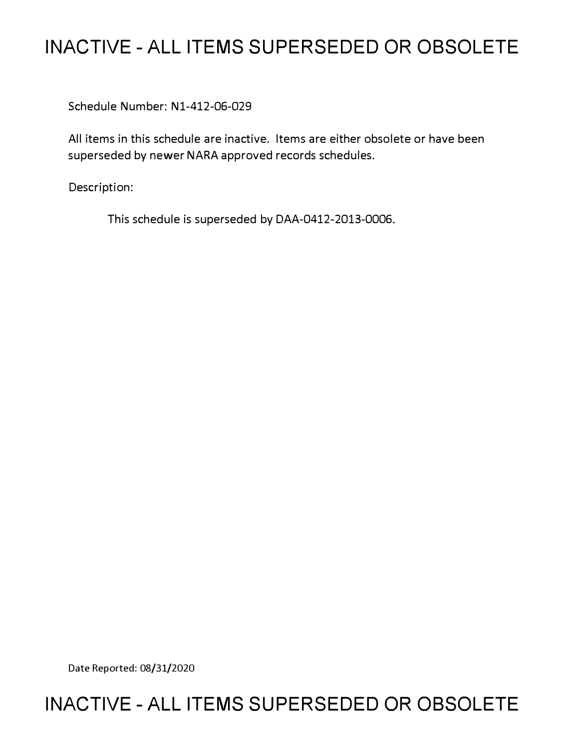# INACTIVE - ALL ITEMS SUPERSEDED OR OBSOLETE

Schedule Number: N1-412-06-029

All items in this schedule are inactive. Items are either obsolete or have been superseded by newer NARA approved records schedules.

Description:

This schedule is superseded by DAA-0412-2013-0006.

Date Reported: 08/31/2020

# INACTIVE - ALL ITEMS SUPERSEDED OR OBSOLETE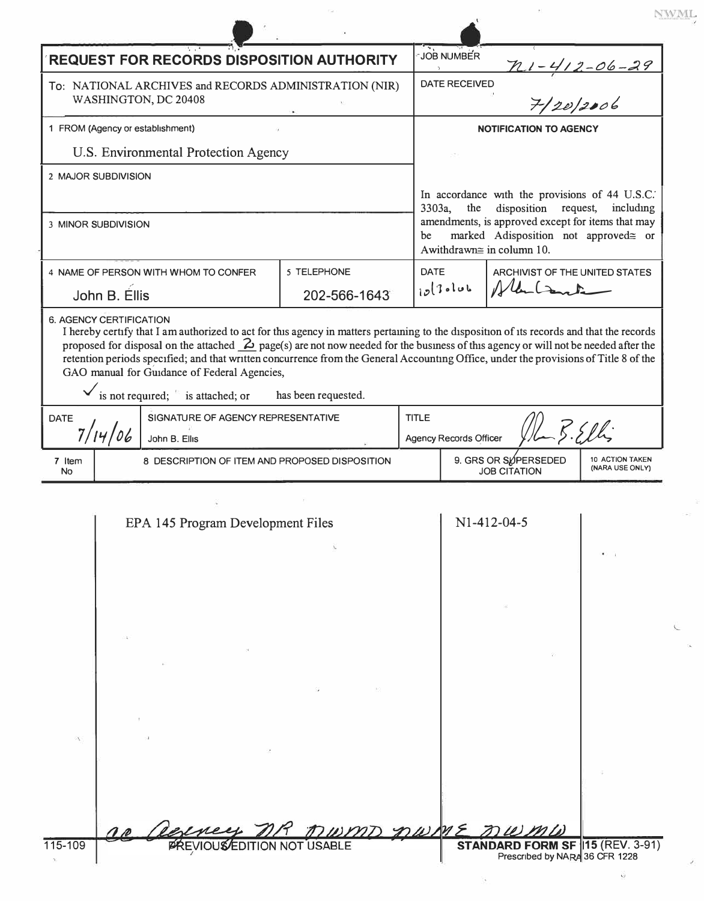# REQUEST FOR RECORDS DISPOSITION AUTHORITY

| | |
|---|---|
| **JOB NUMBER** | N1-412-06-29 |
| **DATE RECEIVED** | 7/20/2006 |

To: NATIONAL ARCHIVES and RECORDS ADMINISTRATION (NIR)
WASHINGTON, DC 20408

1 FROM (Agency or establishment)

U.S. Environmental Protection Agency

2 MAJOR SUBDIVISION

3 MINOR SUBDIVISION

**NOTIFICATION TO AGENCY**

In accordance with the provisions of 44 U.S.C. 3303a, the disposition request, including amendments, is approved except for items that may be marked Adisposition not approved≅ or Awithdrawn≅ in column 10.

| 4 NAME OF PERSON WITH WHOM TO CONFER | 5 TELEPHONE | DATE | ARCHIVIST OF THE UNITED STATES |
|---|---|---|---|
| John B. Ellis | 202-566-1643 | 10/30/06 | [signature] |

6. AGENCY CERTIFICATION

I hereby certify that I am authorized to act for this agency in matters pertaining to the disposition of its records and that the records proposed for disposal on the attached 2 page(s) are not now needed for the business of this agency or will not be needed after the retention periods specified; and that written concurrence from the General Accounting Office, under the provisions of Title 8 of the GAO manual for Guidance of Federal Agencies,

✓ is not required; is attached; or has been requested.

| DATE | SIGNATURE OF AGENCY REPRESENTATIVE | TITLE |
|---|---|---|
| 7/14/06 | John B. Ellis | Agency Records Officer |

| 7 Item No | 8 DESCRIPTION OF ITEM AND PROPOSED DISPOSITION | 9. GRS OR SUPERSEDED JOB CITATION | 10 ACTION TAKEN (NARA USE ONLY) |
|---|---|---|---|
| | EPA 145 Program Development Files | N1-412-04-5 | |

cc Agency NR NWMD NWME NWMW

115-109 PREVIOUS EDITION NOT USABLE

STANDARD FORM SF 115 (REV. 3-91)
Prescribed by NARA 36 CFR 1228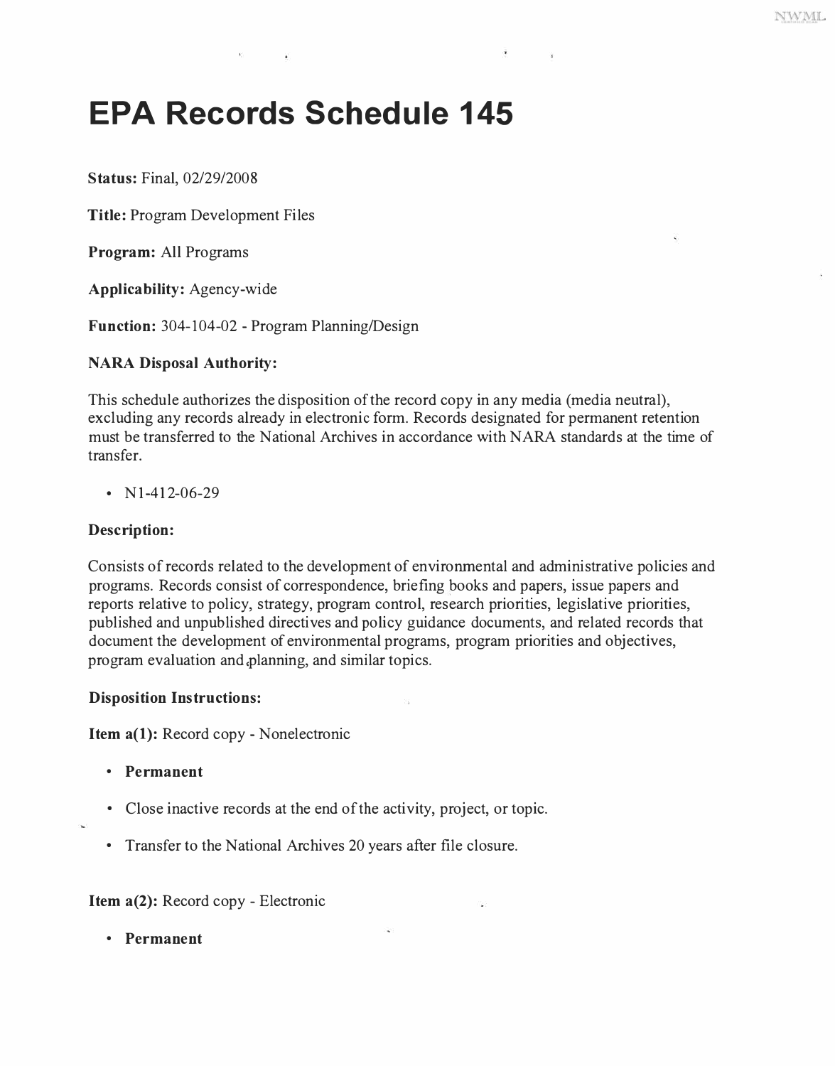# EPA Records Schedule 145

**Status:** Final, 02/29/2008

**Title:** Program Development Files

**Program:** All Programs

**Applicability:** Agency-wide

**Function:** 304-104-02 - Program Planning/Design

**NARA Disposal Authority:**

This schedule authorizes the disposition of the record copy in any media (media neutral), excluding any records already in electronic form. Records designated for permanent retention must be transferred to the National Archives in accordance with NARA standards at the time of transfer.

- N1-412-06-29

**Description:**

Consists of records related to the development of environmental and administrative policies and programs. Records consist of correspondence, briefing books and papers, issue papers and reports relative to policy, strategy, program control, research priorities, legislative priorities, published and unpublished directives and policy guidance documents, and related records that document the development of environmental programs, program priorities and objectives, program evaluation and planning, and similar topics.

**Disposition Instructions:**

**Item a(1):** Record copy - Nonelectronic

- **Permanent**
- Close inactive records at the end of the activity, project, or topic.
- Transfer to the National Archives 20 years after file closure.

**Item a(2):** Record copy - Electronic

- **Permanent**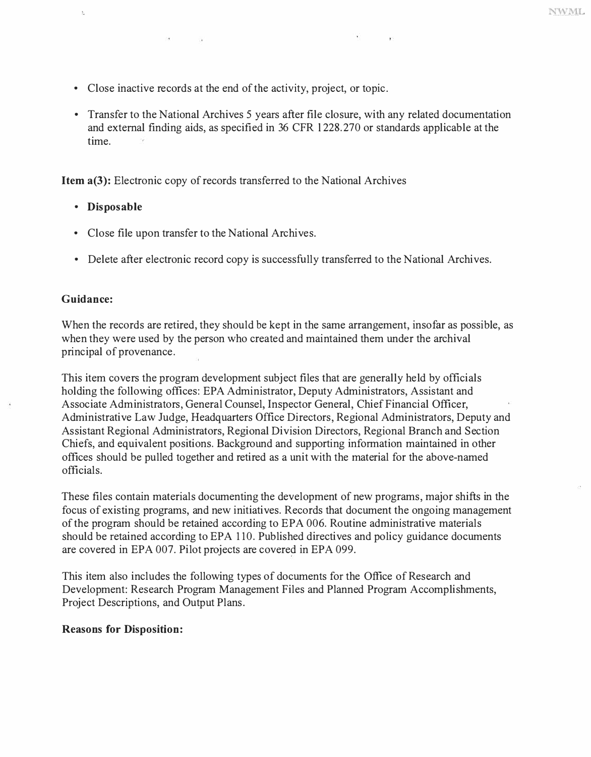- Close inactive records at the end of the activity, project, or topic.
- Transfer to the National Archives 5 years after file closure, with any related documentation and external finding aids, as specified in 36 CFR 1228.270 or standards applicable at the time.

**Item a(3):** Electronic copy of records transferred to the National Archives

- **Disposable**
- Close file upon transfer to the National Archives.
- Delete after electronic record copy is successfully transferred to the National Archives.

**Guidance:**

When the records are retired, they should be kept in the same arrangement, insofar as possible, as when they were used by the person who created and maintained them under the archival principal of provenance.

This item covers the program development subject files that are generally held by officials holding the following offices: EPA Administrator, Deputy Administrators, Assistant and Associate Administrators, General Counsel, Inspector General, Chief Financial Officer, Administrative Law Judge, Headquarters Office Directors, Regional Administrators, Deputy and Assistant Regional Administrators, Regional Division Directors, Regional Branch and Section Chiefs, and equivalent positions. Background and supporting information maintained in other offices should be pulled together and retired as a unit with the material for the above-named officials.

These files contain materials documenting the development of new programs, major shifts in the focus of existing programs, and new initiatives. Records that document the ongoing management of the program should be retained according to EPA 006. Routine administrative materials should be retained according to EPA 110. Published directives and policy guidance documents are covered in EPA 007. Pilot projects are covered in EPA 099.

This item also includes the following types of documents for the Office of Research and Development: Research Program Management Files and Planned Program Accomplishments, Project Descriptions, and Output Plans.

**Reasons for Disposition:**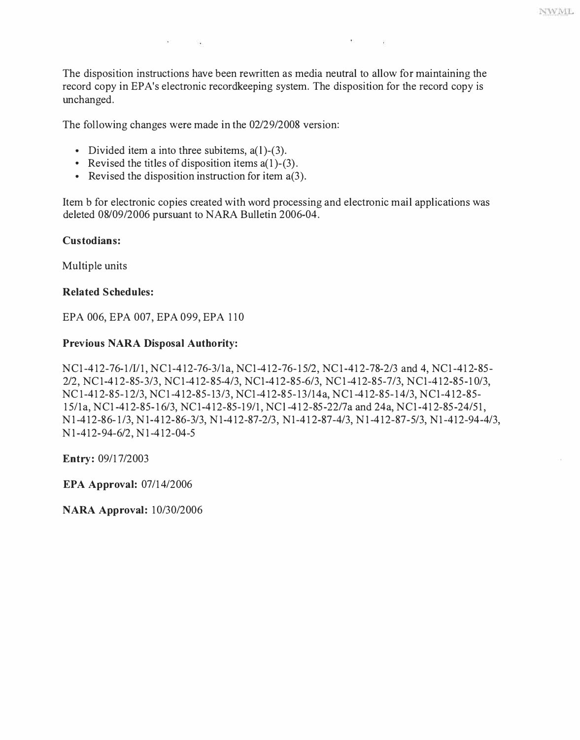The disposition instructions have been rewritten as media neutral to allow for maintaining the record copy in EPA's electronic recordkeeping system. The disposition for the record copy is unchanged.

The following changes were made in the 02/29/2008 version:

- Divided item a into three subitems, a(1)-(3).
- Revised the titles of disposition items a(1)-(3).
- Revised the disposition instruction for item a(3).

Item b for electronic copies created with word processing and electronic mail applications was deleted 08/09/2006 pursuant to NARA Bulletin 2006-04.

**Custodians:**

Multiple units

**Related Schedules:**

EPA 006, EPA 007, EPA 099, EPA 110

**Previous NARA Disposal Authority:**

NC1-412-76-1/I/1, NC1-412-76-3/1a, NC1-412-76-15/2, NC1-412-78-2/3 and 4, NC1-412-85-2/2, NC1-412-85-3/3, NC1-412-85-4/3, NC1-412-85-6/3, NC1-412-85-7/3, NC1-412-85-10/3, NC1-412-85-12/3, NC1-412-85-13/3, NC1-412-85-13/14a, NC1-412-85-14/3, NC1-412-85-15/1a, NC1-412-85-16/3, NC1-412-85-19/1, NC1-412-85-22/7a and 24a, NC1-412-85-24/51, N1-412-86-1/3, N1-412-86-3/3, N1-412-87-2/3, N1-412-87-4/3, N1-412-87-5/3, N1-412-94-4/3, N1-412-94-6/2, N1-412-04-5

**Entry:** 09/17/2003

**EPA Approval:** 07/14/2006

**NARA Approval:** 10/30/2006